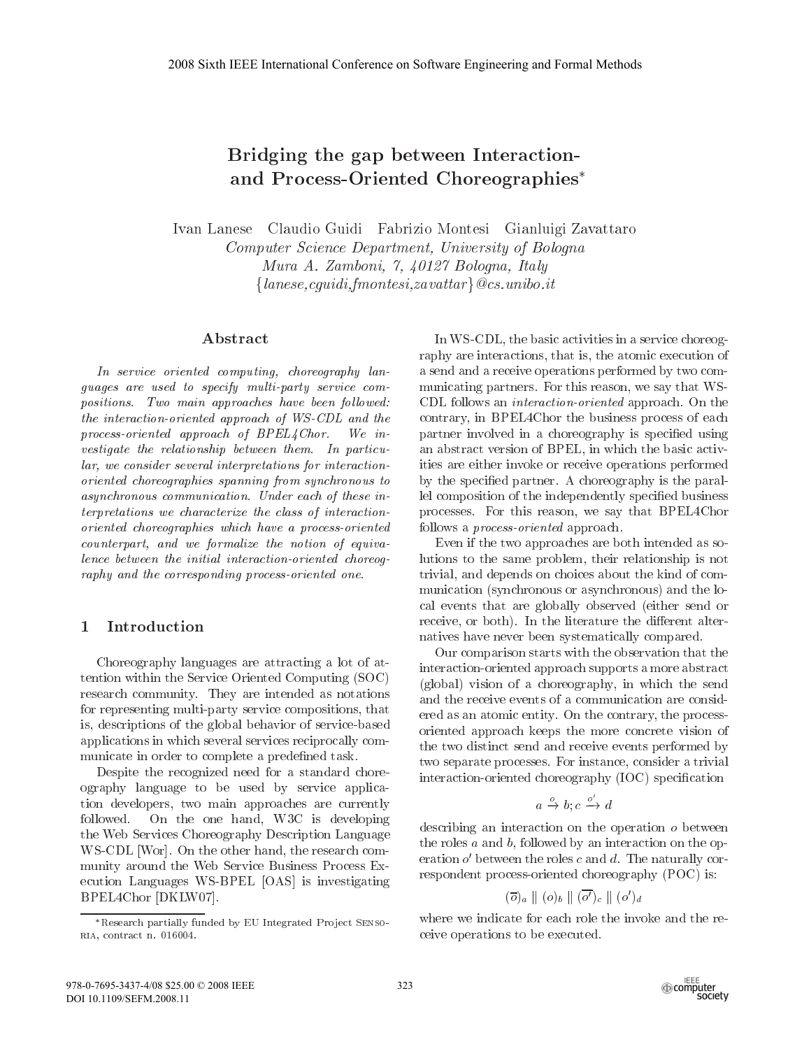# Bridging the gap between Interaction- and Process-Oriented Choreographies*

Ivan Lanese   Claudio Guidi   Fabrizio Montesi   Gianluigi Zavattaro
*Computer Science Department, University of Bologna*
*Mura A. Zamboni, 7, 40127 Bologna, Italy*
*{lanese,cguidi,fmontesi,zavattar}@cs.unibo.it*

## Abstract

*In service oriented computing, choreography languages are used to specify multi-party service compositions. Two main approaches have been followed: the interaction-oriented approach of WS-CDL and the process-oriented approach of BPEL4Chor. We investigate the relationship between them. In particular, we consider several interpretations for interaction-oriented choreographies spanning from synchronous to asynchronous communication. Under each of these interpretations we characterize the class of interaction-oriented choreographies which have a process-oriented counterpart, and we formalize the notion of equivalence between the initial interaction-oriented choreography and the corresponding process-oriented one.*

## 1 Introduction

Choreography languages are attracting a lot of attention within the Service Oriented Computing (SOC) research community. They are intended as notations for representing multi-party service compositions, that is, descriptions of the global behavior of service-based applications in which several services reciprocally communicate in order to complete a predefined task.

Despite the recognized need for a standard choreography language to be used by service application developers, two main approaches are currently followed. On the one hand, W3C is developing the Web Services Choreography Description Language WS-CDL [Wor]. On the other hand, the research community around the Web Service Business Process Execution Languages WS-BPEL [OAS] is investigating BPEL4Chor [DKLW07].

In WS-CDL, the basic activities in a service choreography are interactions, that is, the atomic execution of a send and a receive operations performed by two communicating partners. For this reason, we say that WS-CDL follows an *interaction-oriented* approach. On the contrary, in BPEL4Chor the business process of each partner involved in a choreography is specified using an abstract version of BPEL, in which the basic activities are either invoke or receive operations performed by the specified partner. A choreography is the parallel composition of the independently specified business processes. For this reason, we say that BPEL4Chor follows a *process-oriented* approach.

Even if the two approaches are both intended as solutions to the same problem, their relationship is not trivial, and depends on choices about the kind of communication (synchronous or asynchronous) and the local events that are globally observed (either send or receive, or both). In the literature the different alternatives have never been systematically compared.

Our comparison starts with the observation that the interaction-oriented approach supports a more abstract (global) vision of a choreography, in which the send and the receive events of a communication are considered as an atomic entity. On the contrary, the process-oriented approach keeps the more concrete vision of the two distinct send and receive events performed by two separate processes. For instance, consider a trivial interaction-oriented choreography (IOC) specification

$$a \xrightarrow{o} b; c \xrightarrow{o'} d$$

describing an interaction on the operation $o$ between the roles $a$ and $b$, followed by an interaction on the operation $o'$ between the roles $c$ and $d$. The naturally correspondent process-oriented choreography (POC) is:

$$(\overline{o})_a \parallel (o)_b \parallel (\overline{o'})_c \parallel (o')_d$$

where we indicate for each role the invoke and the receive operations to be executed.

*Research partially funded by EU Integrated Project Sensoria, contract n. 016004.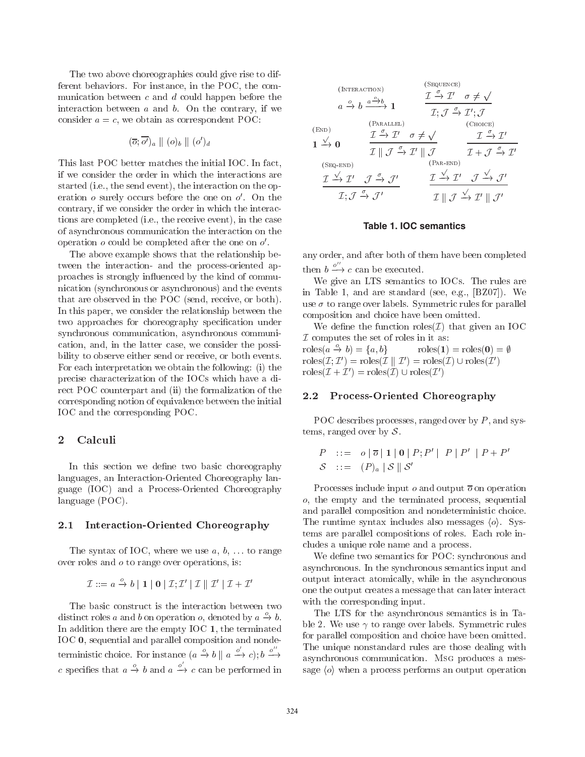The two above choreographies could give rise to different behaviors. For instance, in the POC, the communication between $c$ and $d$ could happen before the interaction between $a$ and $b$. On the contrary, if we consider $a = c$, we obtain as correspondent POC:

$$(\overline{o}; \overline{o'})_a \parallel (o)_b \parallel (o')_d$$

This last POC better matches the initial IOC. In fact, if we consider the order in which the interactions are started (i.e., the send event), the interaction on the operation $o$ surely occurs before the one on $o'$. On the contrary, if we consider the order in which the interactions are completed (i.e., the receive event), in the case of asynchronous communication the interaction on the operation $o$ could be completed after the one on $o'$.

The above example shows that the relationship between the interaction- and the process-oriented approaches is strongly influenced by the kind of communication (synchronous or asynchronous) and the events that are observed in the POC (send, receive, or both). In this paper, we consider the relationship between the two approaches for choreography specification under synchronous communication, asynchronous communication, and, in the latter case, we consider the possibility to observe either send or receive, or both events. For each interpretation we obtain the following: (i) the precise characterization of the IOCs which have a direct POC counterpart and (ii) the formalization of the corresponding notion of equivalence between the initial IOC and the corresponding POC.

## 2 Calculi

In this section we define two basic choreography languages, an Interaction-Oriented Choreography language (IOC) and a Process-Oriented Choreography language (POC).

### 2.1 Interaction-Oriented Choreography

The syntax of IOC, where we use $a$, $b$, ... to range over roles and $o$ to range over operations, is:

$$\mathcal{I} ::= a \xrightarrow{o} b \mid \mathbf{1} \mid \mathbf{0} \mid \mathcal{I};\mathcal{I}' \mid \mathcal{I} \parallel \mathcal{I}' \mid \mathcal{I} + \mathcal{I}'$$

The basic construct is the interaction between two distinct roles $a$ and $b$ on operation $o$, denoted by $a \xrightarrow{o} b$. In addition there are the empty IOC $\mathbf{1}$, the terminated IOC $\mathbf{0}$, sequential and parallel composition and nondeterministic choice. For instance $(a \xrightarrow{o} b \parallel a \xrightarrow{o'} c); b \xrightarrow{o''} c$ specifies that $a \xrightarrow{o} b$ and $a \xrightarrow{o'} c$ can be performed in any order, and after both of them have been completed then $b \xrightarrow{o''} c$ can be executed.

$$\text{(Interaction)} \quad a \xrightarrow{o} b \xrightarrow{a \xrightarrow{o} b} \mathbf{1} \qquad \text{(Sequence)} \quad \frac{\mathcal{I} \xrightarrow{\sigma} \mathcal{I}' \quad \sigma \neq \surd}{\mathcal{I};\mathcal{J} \xrightarrow{\sigma} \mathcal{I}';\mathcal{J}}$$

$$\text{(End)} \quad \mathbf{1} \xrightarrow{\surd} \mathbf{0} \qquad \text{(Parallel)} \quad \frac{\mathcal{I} \xrightarrow{\sigma} \mathcal{I}' \quad \sigma \neq \surd}{\mathcal{I} \parallel \mathcal{J} \xrightarrow{\sigma} \mathcal{I}' \parallel \mathcal{J}} \qquad \text{(Choice)} \quad \frac{\mathcal{I} \xrightarrow{\sigma} \mathcal{I}'}{\mathcal{I} + \mathcal{J} \xrightarrow{\sigma} \mathcal{I}'}$$

$$\text{(Seq-end)} \quad \frac{\mathcal{I} \xrightarrow{\surd} \mathcal{I}' \quad \mathcal{J} \xrightarrow{\sigma} \mathcal{J}'}{\mathcal{I};\mathcal{J} \xrightarrow{\sigma} \mathcal{J}'} \qquad \text{(Par-end)} \quad \frac{\mathcal{I} \xrightarrow{\surd} \mathcal{I}' \quad \mathcal{J} \xrightarrow{\surd} \mathcal{J}'}{\mathcal{I} \parallel \mathcal{J} \xrightarrow{\surd} \mathcal{I}' \parallel \mathcal{J}'}$$

**Table 1. IOC semantics**

We give an LTS semantics to IOCs. The rules are in Table 1, and are standard (see, e.g., [BZ07]). We use $\sigma$ to range over labels. Symmetric rules for parallel composition and choice have been omitted.

We define the function roles($\mathcal{I}$) that given an IOC $\mathcal{I}$ computes the set of roles in it as:

$\text{roles}(a \xrightarrow{o} b) = \{a, b\} \qquad \text{roles}(\mathbf{1}) = \text{roles}(\mathbf{0}) = \emptyset$
$\text{roles}(\mathcal{I};\mathcal{I}') = \text{roles}(\mathcal{I} \parallel \mathcal{I}') = \text{roles}(\mathcal{I}) \cup \text{roles}(\mathcal{I}')$
$\text{roles}(\mathcal{I} + \mathcal{I}') = \text{roles}(\mathcal{I}) \cup \text{roles}(\mathcal{I}')$

### 2.2 Process-Oriented Choreography

POC describes processes, ranged over by $P$, and systems, ranged over by $\mathcal{S}$.

$$\begin{array}{lcl} P & ::= & o \mid \overline{o} \mid \mathbf{1} \mid \mathbf{0} \mid P;P' \mid P \mid P' \mid P + P' \\ \mathcal{S} & ::= & (P)_a \mid \mathcal{S} \parallel \mathcal{S}' \end{array}$$

Processes include input $o$ and output $\overline{o}$ on operation $o$, the empty and the terminated process, sequential and parallel composition and nondeterministic choice. The runtime syntax includes also messages $\langle o \rangle$. Systems are parallel compositions of roles. Each role includes a unique role name and a process.

We define two semantics for POC: synchronous and asynchronous. In the synchronous semantics input and output interact atomically, while in the asynchronous one the output creates a message that can later interact with the corresponding input.

The LTS for the asynchronous semantics is in Table 2. We use $\gamma$ to range over labels. Symmetric rules for parallel composition and choice have been omitted. The unique nonstandard rules are those dealing with asynchronous communication. Msg produces a message $\langle o \rangle$ when a process performs an output operation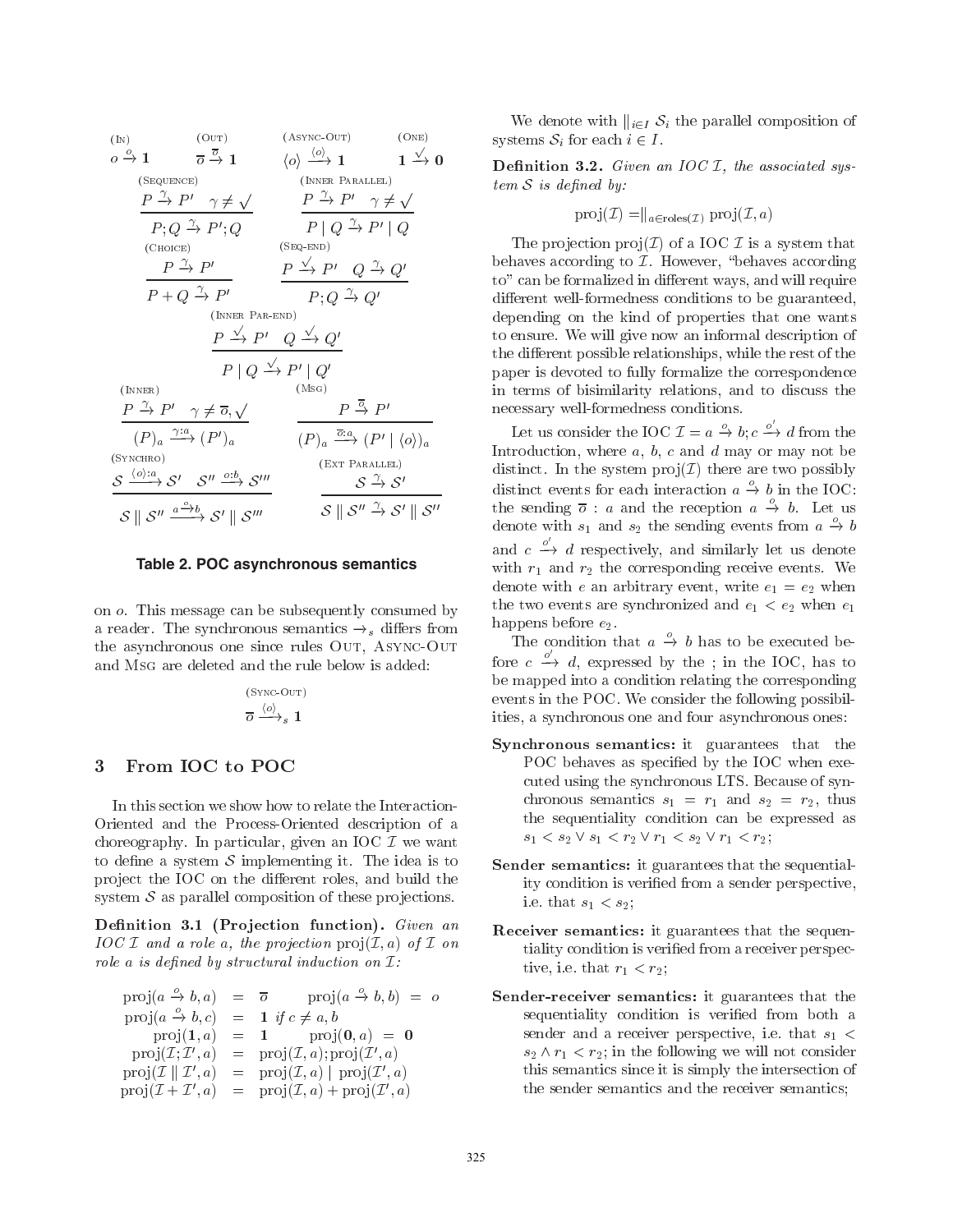(In)
$$o \xrightarrow{o} \mathbf{1}$$

(Out)
$$\overline{o} \xrightarrow{\overline{o}} \mathbf{1}$$

(Async-Out)
$$\langle o \rangle \xrightarrow{\langle o \rangle} \mathbf{1}$$

(One)
$$\mathbf{1} \xrightarrow{\surd} \mathbf{0}$$

(Sequence)
$$\frac{P \xrightarrow{\gamma} P' \quad \gamma \neq \surd}{P;Q \xrightarrow{\gamma} P';Q}$$

(Inner Parallel)
$$\frac{P \xrightarrow{\gamma} P' \quad \gamma \neq \surd}{P \mid Q \xrightarrow{\gamma} P' \mid Q}$$

(Choice)
$$\frac{P \xrightarrow{\gamma} P'}{P + Q \xrightarrow{\gamma} P'}$$

(Seq-end)
$$\frac{P \xrightarrow{\surd} P' \quad Q \xrightarrow{\gamma} Q'}{P;Q \xrightarrow{\gamma} Q'}$$

(Inner Par-end)
$$\frac{P \xrightarrow{\surd} P' \quad Q \xrightarrow{\surd} Q'}{P \mid Q \xrightarrow{\surd} P' \mid Q'}$$

(Inner)
$$\frac{P \xrightarrow{\gamma} P' \quad \gamma \neq \overline{o}, \surd}{(P)_a \xrightarrow{\gamma:a} (P')_a}$$

(Msg)
$$\frac{P \xrightarrow{\overline{o}} P'}{(P)_a \xrightarrow{\overline{o}:a} (P' \mid \langle o \rangle)_a}$$

(Synchro)
$$\frac{\mathcal{S} \xrightarrow{\langle o \rangle:a} \mathcal{S}' \quad \mathcal{S}'' \xrightarrow{o:b} \mathcal{S}'''}{\mathcal{S} \parallel \mathcal{S}'' \xrightarrow{a \xrightarrow{o} b} \mathcal{S}' \parallel \mathcal{S}'''}$$

(Ext Parallel)
$$\frac{\mathcal{S} \xrightarrow{\gamma} \mathcal{S}'}{\mathcal{S} \parallel \mathcal{S}'' \xrightarrow{\gamma} \mathcal{S}' \parallel \mathcal{S}''}$$

**Table 2. POC asynchronous semantics**

on $o$. This message can be subsequently consumed by a reader. The synchronous semantics $\rightarrow_s$ differs from the asynchronous one since rules Out, Async-Out and Msg are deleted and the rule below is added:

(Sync-Out)
$$\overline{o} \xrightarrow{\langle o \rangle}_s \mathbf{1}$$

## 3 From IOC to POC

In this section we show how to relate the Interaction-Oriented and the Process-Oriented description of a choreography. In particular, given an IOC $\mathcal{I}$ we want to define a system $\mathcal{S}$ implementing it. The idea is to project the IOC on the different roles, and build the system $\mathcal{S}$ as parallel composition of these projections.

**Definition 3.1 (Projection function).** *Given an IOC $\mathcal{I}$ and a role $a$, the projection $\mathrm{proj}(\mathcal{I}, a)$ of $\mathcal{I}$ on role $a$ is defined by structural induction on $\mathcal{I}$:*

$$
\begin{array}{rclrcl}
\mathrm{proj}(a \xrightarrow{o} b, a) & = & \overline{o} & \mathrm{proj}(a \xrightarrow{o} b, b) & = & o \\
\mathrm{proj}(a \xrightarrow{o} b, c) & = & \mathbf{1} \text{ if } c \neq a, b & & & \\
\mathrm{proj}(\mathbf{1}, a) & = & \mathbf{1} & \mathrm{proj}(\mathbf{0}, a) & = & \mathbf{0} \\
\mathrm{proj}(\mathcal{I};\mathcal{I}', a) & = & \mathrm{proj}(\mathcal{I}, a); \mathrm{proj}(\mathcal{I}', a) & & & \\
\mathrm{proj}(\mathcal{I} \parallel \mathcal{I}', a) & = & \mathrm{proj}(\mathcal{I}, a) \mid \mathrm{proj}(\mathcal{I}', a) & & & \\
\mathrm{proj}(\mathcal{I} + \mathcal{I}', a) & = & \mathrm{proj}(\mathcal{I}, a) + \mathrm{proj}(\mathcal{I}', a) & & &
\end{array}
$$

We denote with $\|_{i \in I} \mathcal{S}_i$ the parallel composition of systems $\mathcal{S}_i$ for each $i \in I$.

**Definition 3.2.** *Given an IOC $\mathcal{I}$, the associated system $\mathcal{S}$ is defined by:*

$$\mathrm{proj}(\mathcal{I}) = \|_{a \in \mathrm{roles}(\mathcal{I})} \mathrm{proj}(\mathcal{I}, a)$$

The projection $\mathrm{proj}(\mathcal{I})$ of a IOC $\mathcal{I}$ is a system that behaves according to $\mathcal{I}$. However, "behaves according to" can be formalized in different ways, and will require different well-formedness conditions to be guaranteed, depending on the kind of properties that one wants to ensure. We will give now an informal description of the different possible relationships, while the rest of the paper is devoted to fully formalize the correspondence in terms of bisimilarity relations, and to discuss the necessary well-formedness conditions.

Let us consider the IOC $\mathcal{I} = a \xrightarrow{o} b; c \xrightarrow{o'} d$ from the Introduction, where $a$, $b$, $c$ and $d$ may or may not be distinct. In the system $\mathrm{proj}(\mathcal{I})$ there are two possibly distinct events for each interaction $a \xrightarrow{o} b$ in the IOC: the sending $\overline{o} : a$ and the reception $a \xrightarrow{o} b$. Let us denote with $s_1$ and $s_2$ the sending events from $a \xrightarrow{o} b$ and $c \xrightarrow{o'} d$ respectively, and similarly let us denote with $r_1$ and $r_2$ the corresponding receive events. We denote with $e$ an arbitrary event, write $e_1 = e_2$ when the two events are synchronized and $e_1 < e_2$ when $e_1$ happens before $e_2$.

The condition that $a \xrightarrow{o} b$ has to be executed before $c \xrightarrow{o'} d$, expressed by the ; in the IOC, has to be mapped into a condition relating the corresponding events in the POC. We consider the following possibilities, a synchronous one and four asynchronous ones:

- **Synchronous semantics:** it guarantees that the POC behaves as specified by the IOC when executed using the synchronous LTS. Because of synchronous semantics $s_1 = r_1$ and $s_2 = r_2$, thus the sequentiality condition can be expressed as $s_1 < s_2 \vee s_1 < r_2 \vee r_1 < s_2 \vee r_1 < r_2$;
- **Sender semantics:** it guarantees that the sequentiality condition is verified from a sender perspective, i.e. that $s_1 < s_2$;
- **Receiver semantics:** it guarantees that the sequentiality condition is verified from a receiver perspective, i.e. that $r_1 < r_2$;
- **Sender-receiver semantics:** it guarantees that the sequentiality condition is verified from both a sender and a receiver perspective, i.e. that $s_1 < s_2 \wedge r_1 < r_2$; in the following we will not consider this semantics since it is simply the intersection of the sender semantics and the receiver semantics;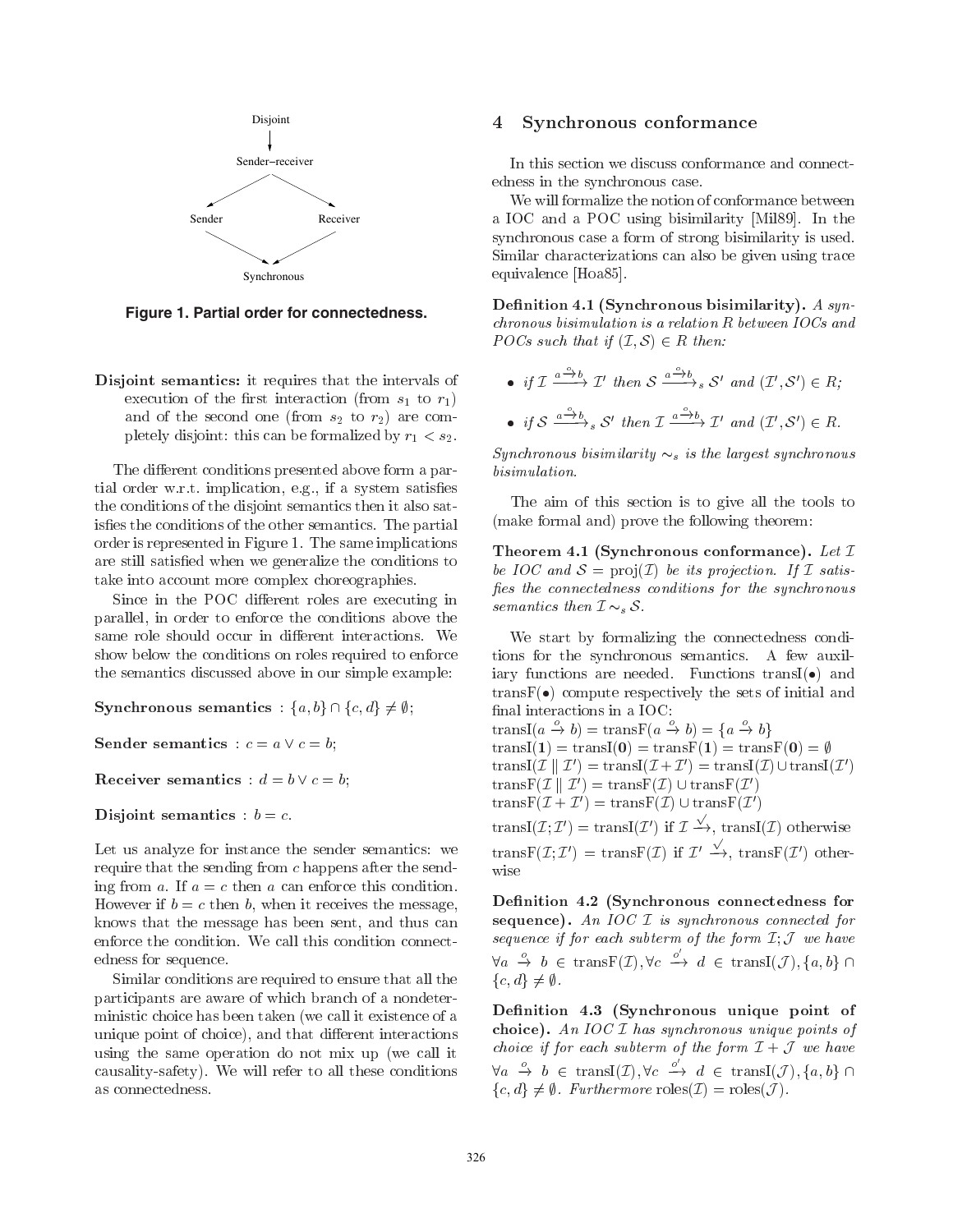Disjoint

Sender–receiver

Sender Receiver

Synchronous

**Figure 1. Partial order for connectedness.**

**Disjoint semantics:** it requires that the intervals of execution of the first interaction (from $s_1$ to $r_1$) and of the second one (from $s_2$ to $r_2$) are completely disjoint: this can be formalized by $r_1 < s_2$.

The different conditions presented above form a partial order w.r.t. implication, e.g., if a system satisfies the conditions of the disjoint semantics then it also satisfies the conditions of the other semantics. The partial order is represented in Figure 1. The same implications are still satisfied when we generalize the conditions to take into account more complex choreographies.

Since in the POC different roles are executing in parallel, in order to enforce the conditions above the same role should occur in different interactions. We show below the conditions on roles required to enforce the semantics discussed above in our simple example:

**Synchronous semantics** : $\{a, b\} \cap \{c, d\} \neq \emptyset$;

**Sender semantics** : $c = a \vee c = b$;

**Receiver semantics** : $d = b \vee c = b$;

**Disjoint semantics** : $b = c$.

Let us analyze for instance the sender semantics: we require that the sending from $c$ happens after the sending from $a$. If $a = c$ then $a$ can enforce this condition. However if $b = c$ then $b$, when it receives the message, knows that the message has been sent, and thus can enforce the condition. We call this condition connectedness for sequence.

Similar conditions are required to ensure that all the participants are aware of which branch of a nondeterministic choice has been taken (we call it existence of a unique point of choice), and that different interactions using the same operation do not mix up (we call it causality-safety). We will refer to all these conditions as connectedness.

## 4 Synchronous conformance

In this section we discuss conformance and connectedness in the synchronous case.

We will formalize the notion of conformance between a IOC and a POC using bisimilarity [Mil89]. In the synchronous case a form of strong bisimilarity is used. Similar characterizations can also be given using trace equivalence [Hoa85].

**Definition 4.1 (Synchronous bisimilarity).** *A synchronous bisimulation is a relation $R$ between IOCs and POCs such that if $(\mathcal{I}, \mathcal{S}) \in R$ then:*

- *if $\mathcal{I} \xrightarrow{a \xrightarrow{o} b} \mathcal{I}'$ then $\mathcal{S} \xrightarrow{a \xrightarrow{o} b}_s \mathcal{S}'$ and $(\mathcal{I}', \mathcal{S}') \in R$;*
- *if $\mathcal{S} \xrightarrow{a \xrightarrow{o} b}_s \mathcal{S}'$ then $\mathcal{I} \xrightarrow{a \xrightarrow{o} b} \mathcal{I}'$ and $(\mathcal{I}', \mathcal{S}') \in R$.*

*Synchronous bisimilarity $\sim_s$ is the largest synchronous bisimulation.*

The aim of this section is to give all the tools to (make formal and) prove the following theorem:

**Theorem 4.1 (Synchronous conformance).** *Let $\mathcal{I}$ be IOC and $\mathcal{S} = \mathrm{proj}(\mathcal{I})$ be its projection. If $\mathcal{I}$ satisfies the connectedness conditions for the synchronous semantics then $\mathcal{I} \sim_s \mathcal{S}$.*

We start by formalizing the connectedness conditions for the synchronous semantics. A few auxiliary functions are needed. Functions $\mathrm{transI}(\bullet)$ and $\mathrm{transF}(\bullet)$ compute respectively the sets of initial and final interactions in a IOC:

$\mathrm{transI}(a \xrightarrow{o} b) = \mathrm{transF}(a \xrightarrow{o} b) = \{a \xrightarrow{o} b\}$
$\mathrm{transI}(\mathbf{1}) = \mathrm{transI}(\mathbf{0}) = \mathrm{transF}(\mathbf{1}) = \mathrm{transF}(\mathbf{0}) = \emptyset$
$\mathrm{transI}(\mathcal{I} \parallel \mathcal{I}') = \mathrm{transI}(\mathcal{I} + \mathcal{I}') = \mathrm{transI}(\mathcal{I}) \cup \mathrm{transI}(\mathcal{I}')$
$\mathrm{transF}(\mathcal{I} \parallel \mathcal{I}') = \mathrm{transF}(\mathcal{I}) \cup \mathrm{transF}(\mathcal{I}')$
$\mathrm{transF}(\mathcal{I} + \mathcal{I}') = \mathrm{transF}(\mathcal{I}) \cup \mathrm{transF}(\mathcal{I}')$
$\mathrm{transI}(\mathcal{I}; \mathcal{I}') = \mathrm{transI}(\mathcal{I}')$ if $\mathcal{I} \xrightarrow{\surd}$, $\mathrm{transI}(\mathcal{I})$ otherwise
$\mathrm{transF}(\mathcal{I}; \mathcal{I}') = \mathrm{transF}(\mathcal{I})$ if $\mathcal{I}' \xrightarrow{\surd}$, $\mathrm{transF}(\mathcal{I}')$ otherwise

**Definition 4.2 (Synchronous connectedness for sequence).** *An IOC $\mathcal{I}$ is synchronous connected for sequence if for each subterm of the form $\mathcal{I}; \mathcal{J}$ we have $\forall a \xrightarrow{o} b \in \mathrm{transF}(\mathcal{I}), \forall c \xrightarrow{o'} d \in \mathrm{transI}(\mathcal{J}), \{a, b\} \cap \{c, d\} \neq \emptyset$.*

**Definition 4.3 (Synchronous unique point of choice).** *An IOC $\mathcal{I}$ has synchronous unique points of choice if for each subterm of the form $\mathcal{I} + \mathcal{J}$ we have $\forall a \xrightarrow{o} b \in \mathrm{transI}(\mathcal{I}), \forall c \xrightarrow{o'} d \in \mathrm{transI}(\mathcal{J}), \{a, b\} \cap \{c, d\} \neq \emptyset$. Furthermore $\mathrm{roles}(\mathcal{I}) = \mathrm{roles}(\mathcal{J})$.*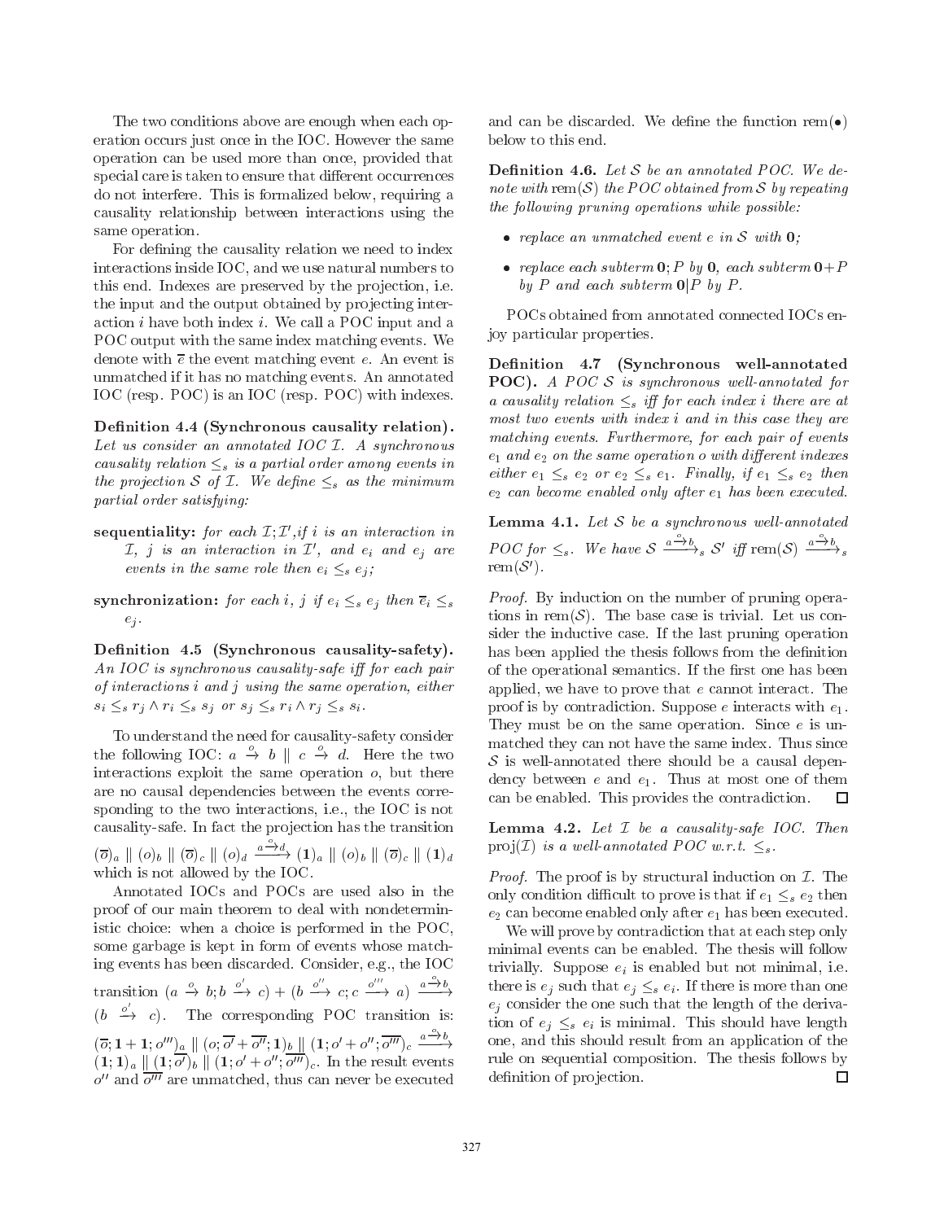The two conditions above are enough when each operation occurs just once in the IOC. However the same operation can be used more than once, provided that special care is taken to ensure that different occurrences do not interfere. This is formalized below, requiring a causality relationship between interactions using the same operation.

For defining the causality relation we need to index interactions inside IOC, and we use natural numbers to this end. Indexes are preserved by the projection, i.e. the input and the output obtained by projecting interaction $i$ have both index $i$. We call a POC input and a POC output with the same index matching events. We denote with $\overline{e}$ the event matching event $e$. An event is unmatched if it has no matching events. An annotated IOC (resp. POC) is an IOC (resp. POC) with indexes.

**Definition 4.4 (Synchronous causality relation).** *Let us consider an annotated IOC $\mathcal{I}$. A synchronous causality relation $\leq_s$ is a partial order among events in the projection $\mathcal{S}$ of $\mathcal{I}$. We define $\leq_s$ as the minimum partial order satisfying:*

- **sequentiality:** *for each $\mathcal{I};\mathcal{I}'$, if $i$ is an interaction in $\mathcal{I}$, $j$ is an interaction in $\mathcal{I}'$, and $e_i$ and $e_j$ are events in the same role then $e_i \leq_s e_j$;*
- **synchronization:** *for each $i$, $j$ if $e_i \leq_s e_j$ then $\overline{e}_i \leq_s e_j$.*

**Definition 4.5 (Synchronous causality-safety).** *An IOC is synchronous causality-safe iff for each pair of interactions $i$ and $j$ using the same operation, either $s_i \leq_s r_j \wedge r_i \leq_s s_j$ or $s_j \leq_s r_i \wedge r_j \leq_s s_i$.*

To understand the need for causality-safety consider the following IOC: $a \xrightarrow{o} b \parallel c \xrightarrow{o} d$. Here the two interactions exploit the same operation $o$, but there are no causal dependencies between the events corresponding to the two interactions, i.e., the IOC is not causality-safe. In fact the projection has the transition $(\overline{o})_a \parallel (o)_b \parallel (\overline{o})_c \parallel (o)_d \xrightarrow{a \xrightarrow{o} d} (\mathbf{1})_a \parallel (o)_b \parallel (\overline{o})_c \parallel (\mathbf{1})_d$ which is not allowed by the IOC.

Annotated IOCs and POCs are used also in the proof of our main theorem to deal with nondeterministic choice: when a choice is performed in the POC, some garbage is kept in form of events whose matching events has been discarded. Consider, e.g., the IOC transition $(a \xrightarrow{o} b; b \xrightarrow{o'} c) + (b \xrightarrow{o''} c; c \xrightarrow{o'''} a) \xrightarrow{a \xrightarrow{o} b} (b \xrightarrow{o'} c)$. The corresponding POC transition is: $(\overline{o}; \mathbf{1} + \mathbf{1}; o''')_a \parallel (o; \overline{o'} + \overline{o''}; \mathbf{1})_b \parallel (\mathbf{1}; o' + o''; \overline{o'''})_c \xrightarrow{a \xrightarrow{o} b} (\mathbf{1}; \mathbf{1})_a \parallel (\mathbf{1}; \overline{o'})_b \parallel (\mathbf{1}; o' + o''; \overline{o'''})_c$. In the result events $o''$ and $\overline{o'''}$ are unmatched, thus can never be executed and can be discarded. We define the function $\mathrm{rem}(\bullet)$ below to this end.

**Definition 4.6.** *Let $\mathcal{S}$ be an annotated POC. We denote with $\mathrm{rem}(\mathcal{S})$ the POC obtained from $\mathcal{S}$ by repeating the following pruning operations while possible:*

- *replace an unmatched event $e$ in $\mathcal{S}$ with $\mathbf{0}$;*
- *replace each subterm $\mathbf{0}; P$ by $\mathbf{0}$, each subterm $\mathbf{0} + P$ by $P$ and each subterm $\mathbf{0} | P$ by $P$.*

POCs obtained from annotated connected IOCs enjoy particular properties.

**Definition 4.7 (Synchronous well-annotated POC).** *A POC $\mathcal{S}$ is synchronous well-annotated for a causality relation $\leq_s$ iff for each index $i$ there are at most two events with index $i$ and in this case they are matching events. Furthermore, for each pair of events $e_1$ and $e_2$ on the same operation $o$ with different indexes either $e_1 \leq_s e_2$ or $e_2 \leq_s e_1$. Finally, if $e_1 \leq_s e_2$ then $e_2$ can become enabled only after $e_1$ has been executed.*

**Lemma 4.1.** *Let $\mathcal{S}$ be a synchronous well-annotated POC for $\leq_s$. We have $\mathcal{S} \xrightarrow{a \xrightarrow{o} b}_s \mathcal{S}'$ iff $\mathrm{rem}(\mathcal{S}) \xrightarrow{a \xrightarrow{o} b}_s \mathrm{rem}(\mathcal{S}')$.*

*Proof.* By induction on the number of pruning operations in $\mathrm{rem}(\mathcal{S})$. The base case is trivial. Let us consider the inductive case. If the last pruning operation has been applied the thesis follows from the definition of the operational semantics. If the first one has been applied, we have to prove that $e$ cannot interact. The proof is by contradiction. Suppose $e$ interacts with $e_1$. They must be on the same operation. Since $e$ is unmatched they can not have the same index. Thus since $\mathcal{S}$ is well-annotated there should be a causal dependency between $e$ and $e_1$. Thus at most one of them can be enabled. This provides the contradiction. ◻

**Lemma 4.2.** *Let $\mathcal{I}$ be a causality-safe IOC. Then $\mathrm{proj}(\mathcal{I})$ is a well-annotated POC w.r.t. $\leq_s$.*

*Proof.* The proof is by structural induction on $\mathcal{I}$. The only condition difficult to prove is that if $e_1 \leq_s e_2$ then $e_2$ can become enabled only after $e_1$ has been executed.

We will prove by contradiction that at each step only minimal events can be enabled. The thesis will follow trivially. Suppose $e_i$ is enabled but not minimal, i.e. there is $e_j$ such that $e_j \leq_s e_i$. If there is more than one $e_j$ consider the one such that the length of the derivation of $e_j \leq_s e_i$ is minimal. This should have length one, and this should result from an application of the rule on sequential composition. The thesis follows by definition of projection. ◻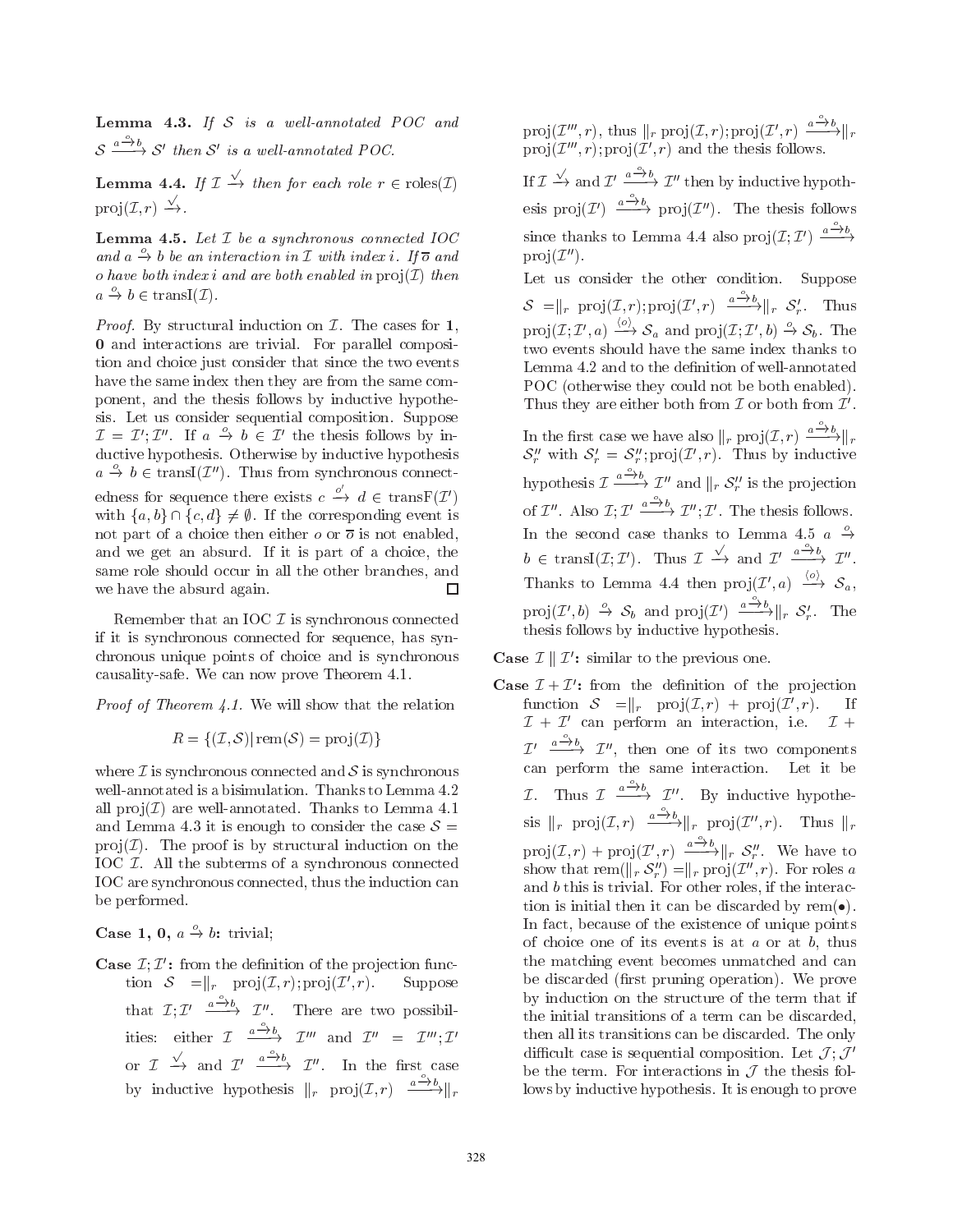**Lemma 4.3.** *If $\mathcal{S}$ is a well-annotated POC and $\mathcal{S} \xrightarrow{a \xrightarrow{o} b} \mathcal{S}'$ then $\mathcal{S}'$ is a well-annotated POC.*

**Lemma 4.4.** *If $\mathcal{I} \xrightarrow{\surd}$ then for each role $r \in \mathrm{roles}(\mathcal{I})$ $\mathrm{proj}(\mathcal{I}, r) \xrightarrow{\surd}$.*

**Lemma 4.5.** *Let $\mathcal{I}$ be a synchronous connected IOC and $a \xrightarrow{o} b$ be an interaction in $\mathcal{I}$ with index $i$. If $\overline{o}$ and $o$ have both index $i$ and are both enabled in $\mathrm{proj}(\mathcal{I})$ then $a \xrightarrow{o} b \in \mathrm{transI}(\mathcal{I})$.*

*Proof.* By structural induction on $\mathcal{I}$. The cases for $\mathbf{1}$, $\mathbf{0}$ and interactions are trivial. For parallel composition and choice just consider that since the two events have the same index then they are from the same component, and the thesis follows by inductive hypothesis. Let us consider sequential composition. Suppose $\mathcal{I} = \mathcal{I}'; \mathcal{I}''$. If $a \xrightarrow{o} b \in \mathcal{I}'$ the thesis follows by inductive hypothesis. Otherwise by inductive hypothesis $a \xrightarrow{o} b \in \mathrm{transI}(\mathcal{I}'')$. Thus from synchronous connectedness for sequence there exists $c \xrightarrow{o'} d \in \mathrm{transF}(\mathcal{I}')$ with $\{a, b\} \cap \{c, d\} \neq \emptyset$. If the corresponding event is not part of a choice then either $o$ or $\overline{o}$ is not enabled, and we get an absurd. If it is part of a choice, the same role should occur in all the other branches, and we have the absurd again. $\square$

Remember that an IOC $\mathcal{I}$ is synchronous connected if it is synchronous connected for sequence, has synchronous unique points of choice and is synchronous causality-safe. We can now prove Theorem 4.1.

*Proof of Theorem 4.1.* We will show that the relation

$$R = \{(\mathcal{I}, \mathcal{S}) | \mathrm{rem}(\mathcal{S}) = \mathrm{proj}(\mathcal{I})\}$$

where $\mathcal{I}$ is synchronous connected and $\mathcal{S}$ is synchronous well-annotated is a bisimulation. Thanks to Lemma 4.2 all $\mathrm{proj}(\mathcal{I})$ are well-annotated. Thanks to Lemma 4.1 and Lemma 4.3 it is enough to consider the case $\mathcal{S} = \mathrm{proj}(\mathcal{I})$. The proof is by structural induction on the IOC $\mathcal{I}$. All the subterms of a synchronous connected IOC are synchronous connected, thus the induction can be performed.

**Case 1, 0, $a \xrightarrow{o} b$:** trivial;

**Case $\mathcal{I}; \mathcal{I}'$:** from the definition of the projection function $\mathcal{S} = \|_r \ \mathrm{proj}(\mathcal{I}, r); \mathrm{proj}(\mathcal{I}', r)$. Suppose that $\mathcal{I}; \mathcal{I}' \xrightarrow{a \xrightarrow{o} b} \mathcal{I}''$. There are two possibilities: either $\mathcal{I} \xrightarrow{a \xrightarrow{o} b} \mathcal{I}'''$ and $\mathcal{I}'' = \mathcal{I}'''; \mathcal{I}'$ or $\mathcal{I} \xrightarrow{\surd}$ and $\mathcal{I}' \xrightarrow{a \xrightarrow{o} b} \mathcal{I}''$. In the first case by inductive hypothesis $\|_r \ \mathrm{proj}(\mathcal{I}, r) \xrightarrow{a \xrightarrow{o} b} \|_r \ \mathrm{proj}(\mathcal{I}''', r)$, thus $\|_r \ \mathrm{proj}(\mathcal{I}, r); \mathrm{proj}(\mathcal{I}', r) \xrightarrow{a \xrightarrow{o} b} \|_r \ \mathrm{proj}(\mathcal{I}''', r); \mathrm{proj}(\mathcal{I}', r)$ and the thesis follows.

If $\mathcal{I} \xrightarrow{\surd}$ and $\mathcal{I}' \xrightarrow{a \xrightarrow{o} b} \mathcal{I}''$ then by inductive hypothesis $\mathrm{proj}(\mathcal{I}') \xrightarrow{a \xrightarrow{o} b} \mathrm{proj}(\mathcal{I}'')$. The thesis follows since thanks to Lemma 4.4 also $\mathrm{proj}(\mathcal{I}; \mathcal{I}') \xrightarrow{a \xrightarrow{o} b} \mathrm{proj}(\mathcal{I}'')$.

Let us consider the other condition. Suppose $\mathcal{S} = \|_r \ \mathrm{proj}(\mathcal{I}, r); \mathrm{proj}(\mathcal{I}', r) \xrightarrow{a \xrightarrow{o} b} \|_r \ \mathcal{S}'_r$. Thus $\mathrm{proj}(\mathcal{I}; \mathcal{I}', a) \xrightarrow{\langle o \rangle} \mathcal{S}_a$ and $\mathrm{proj}(\mathcal{I}; \mathcal{I}', b) \xrightarrow{o} \mathcal{S}_b$. The two events should have the same index thanks to Lemma 4.2 and to the definition of well-annotated POC (otherwise they could not be both enabled). Thus they are either both from $\mathcal{I}$ or both from $\mathcal{I}'$.

In the first case we have also $\|_r \ \mathrm{proj}(\mathcal{I}, r) \xrightarrow{a \xrightarrow{o} b} \|_r \ \mathcal{S}''_r$ with $\mathcal{S}'_r = \mathcal{S}''_r; \mathrm{proj}(\mathcal{I}', r)$. Thus by inductive hypothesis $\mathcal{I} \xrightarrow{a \xrightarrow{o} b} \mathcal{I}''$ and $\|_r \ \mathcal{S}''_r$ is the projection of $\mathcal{I}''$. Also $\mathcal{I}; \mathcal{I}' \xrightarrow{a \xrightarrow{o} b} \mathcal{I}''; \mathcal{I}'$. The thesis follows.

In the second case thanks to Lemma 4.5 $a \xrightarrow{o} b \in \mathrm{transI}(\mathcal{I}; \mathcal{I}')$. Thus $\mathcal{I} \xrightarrow{\surd}$ and $\mathcal{I}' \xrightarrow{a \xrightarrow{o} b} \mathcal{I}''$. Thanks to Lemma 4.4 then $\mathrm{proj}(\mathcal{I}', a) \xrightarrow{\langle o \rangle} \mathcal{S}_a$, $\mathrm{proj}(\mathcal{I}', b) \xrightarrow{o} \mathcal{S}_b$ and $\mathrm{proj}(\mathcal{I}') \xrightarrow{a \xrightarrow{o} b} \|_r \ \mathcal{S}'_r$. The thesis follows by inductive hypothesis.

**Case $\mathcal{I} \parallel \mathcal{I}'$:** similar to the previous one.

**Case $\mathcal{I} + \mathcal{I}'$:** from the definition of the projection function $\mathcal{S} = \|_r \ \mathrm{proj}(\mathcal{I}, r) + \mathrm{proj}(\mathcal{I}', r)$. If $\mathcal{I} + \mathcal{I}'$ can perform an interaction, i.e. $\mathcal{I} + \mathcal{I}' \xrightarrow{a \xrightarrow{o} b} \mathcal{I}''$, then one of its two components can perform the same interaction. Let it be $\mathcal{I}$. Thus $\mathcal{I} \xrightarrow{a \xrightarrow{o} b} \mathcal{I}''$. By inductive hypothesis $\|_r \ \mathrm{proj}(\mathcal{I}, r) \xrightarrow{a \xrightarrow{o} b} \|_r \ \mathrm{proj}(\mathcal{I}'', r)$. Thus $\|_r \ \mathrm{proj}(\mathcal{I}, r) + \mathrm{proj}(\mathcal{I}', r) \xrightarrow{a \xrightarrow{o} b} \|_r \ \mathcal{S}''_r$. We have to show that $\mathrm{rem}(\|_r \ \mathcal{S}''_r) = \|_r \ \mathrm{proj}(\mathcal{I}'', r)$. For roles $a$ and $b$ this is trivial. For other roles, if the interaction is initial then it can be discarded by $\mathrm{rem}(\bullet)$. In fact, because of the existence of unique points of choice one of its events is at $a$ or at $b$, thus the matching event becomes unmatched and can be discarded (first pruning operation). We prove by induction on the structure of the term that if the initial transitions of a term can be discarded, then all its transitions can be discarded. The only difficult case is sequential composition. Let $\mathcal{J}; \mathcal{J}'$ be the term. For interactions in $\mathcal{J}$ the thesis follows by inductive hypothesis. It is enough to prove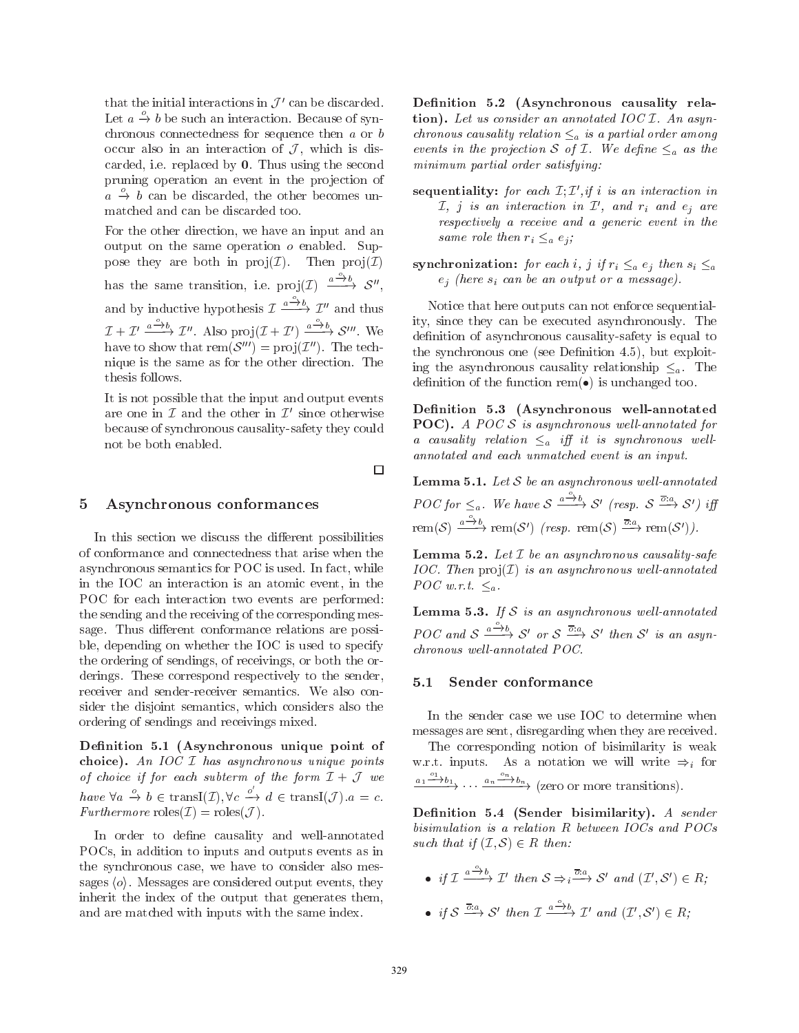that the initial interactions in $\mathcal{J}'$ can be discarded. Let $a \xrightarrow{o} b$ be such an interaction. Because of synchronous connectedness for sequence then $a$ or $b$ occur also in an interaction of $\mathcal{J}$, which is discarded, i.e. replaced by $\mathbf{0}$. Thus using the second pruning operation an event in the projection of $a \xrightarrow{o} b$ can be discarded, the other becomes unmatched and can be discarded too.

For the other direction, we have an input and an output on the same operation $o$ enabled. Suppose they are both in $\text{proj}(\mathcal{I})$. Then $\text{proj}(\mathcal{I})$ has the same transition, i.e. $\text{proj}(\mathcal{I}) \xrightarrow{a \xrightarrow{o} b} \mathcal{S}''$, and by inductive hypothesis $\mathcal{I} \xrightarrow{a \xrightarrow{o} b} \mathcal{I}''$ and thus $\mathcal{I} + \mathcal{I}' \xrightarrow{a \xrightarrow{o} b} \mathcal{I}''$. Also $\text{proj}(\mathcal{I} + \mathcal{I}') \xrightarrow{a \xrightarrow{o} b} \mathcal{S}'''$. We have to show that $\text{rem}(\mathcal{S}''') = \text{proj}(\mathcal{I}'')$. The technique is the same as for the other direction. The thesis follows.

It is not possible that the input and output events are one in $\mathcal{I}$ and the other in $\mathcal{I}'$ since otherwise because of synchronous causality-safety they could not be both enabled.

$\square$

## 5 Asynchronous conformances

In this section we discuss the different possibilities of conformance and connectedness that arise when the asynchronous semantics for POC is used. In fact, while in the IOC an interaction is an atomic event, in the POC for each interaction two events are performed: the sending and the receiving of the corresponding message. Thus different conformance relations are possible, depending on whether the IOC is used to specify the ordering of sendings, of receivings, or both the orderings. These correspond respectively to the sender, receiver and sender-receiver semantics. We also consider the disjoint semantics, which considers also the ordering of sendings and receivings mixed.

**Definition 5.1 (Asynchronous unique point of choice).** *An IOC $\mathcal{I}$ has asynchronous unique points of choice if for each subterm of the form $\mathcal{I} + \mathcal{J}$ we have $\forall a \xrightarrow{o} b \in \text{transI}(\mathcal{I}), \forall c \xrightarrow{o'} d \in \text{transI}(\mathcal{J}). a = c$. Furthermore $\text{roles}(\mathcal{I}) = \text{roles}(\mathcal{J})$.*

In order to define causality and well-annotated POCs, in addition to inputs and outputs events as in the synchronous case, we have to consider also messages $\langle o \rangle$. Messages are considered output events, they inherit the index of the output that generates them, and are matched with inputs with the same index.

**Definition 5.2 (Asynchronous causality relation).** *Let us consider an annotated IOC $\mathcal{I}$. An asynchronous causality relation $\leq_a$ is a partial order among events in the projection $\mathcal{S}$ of $\mathcal{I}$. We define $\leq_a$ as the minimum partial order satisfying:*

- **sequentiality:** *for each $\mathcal{I};\mathcal{I}'$, if $i$ is an interaction in $\mathcal{I}$, $j$ is an interaction in $\mathcal{I}'$, and $r_i$ and $e_j$ are respectively a receive and a generic event in the same role then $r_i \leq_a e_j$;*
- **synchronization:** *for each $i$, $j$ if $r_i \leq_a e_j$ then $s_i \leq_a e_j$ (here $s_i$ can be an output or a message).*

Notice that here outputs can not enforce sequentiality, since they can be executed asynchronously. The definition of asynchronous causality-safety is equal to the synchronous one (see Definition 4.5), but exploiting the asynchronous causality relationship $\leq_a$. The definition of the function $\text{rem}(\bullet)$ is unchanged too.

**Definition 5.3 (Asynchronous well-annotated POC).** *A POC $\mathcal{S}$ is asynchronous well-annotated for a causality relation $\leq_a$ iff it is synchronous well-annotated and each unmatched event is an input.*

**Lemma 5.1.** *Let $\mathcal{S}$ be an asynchronous well-annotated POC for $\leq_a$. We have $\mathcal{S} \xrightarrow{a \xrightarrow{o} b} \mathcal{S}'$ (resp. $\mathcal{S} \xrightarrow{\overline{o}:a} \mathcal{S}'$) iff $\text{rem}(\mathcal{S}) \xrightarrow{a \xrightarrow{o} b} \text{rem}(\mathcal{S}')$ (resp. $\text{rem}(\mathcal{S}) \xrightarrow{\overline{o}:a} \text{rem}(\mathcal{S}')$).*

**Lemma 5.2.** *Let $\mathcal{I}$ be an asynchronous causality-safe IOC. Then $\text{proj}(\mathcal{I})$ is an asynchronous well-annotated POC w.r.t. $\leq_a$.*

**Lemma 5.3.** *If $\mathcal{S}$ is an asynchronous well-annotated POC and $\mathcal{S} \xrightarrow{a \xrightarrow{o} b} \mathcal{S}'$ or $\mathcal{S} \xrightarrow{\overline{o}:a} \mathcal{S}'$ then $\mathcal{S}'$ is an asynchronous well-annotated POC.*

### 5.1 Sender conformance

In the sender case we use IOC to determine when messages are sent, disregarding when they are received.

The corresponding notion of bisimilarity is weak w.r.t. inputs. As a notation we will write $\Rightarrow_i$ for $\xrightarrow{a_1 \xrightarrow{o_1} b_1} \cdots \xrightarrow{a_n \xrightarrow{o_n} b_n}$ (zero or more transitions).

**Definition 5.4 (Sender bisimilarity).** *A sender bisimulation is a relation $R$ between IOCs and POCs such that if $(\mathcal{I}, \mathcal{S}) \in R$ then:*

- *if $\mathcal{I} \xrightarrow{a \xrightarrow{o} b} \mathcal{I}'$ then $\mathcal{S} \Rightarrow_i \xrightarrow{\overline{o}:a} \mathcal{S}'$ and $(\mathcal{I}', \mathcal{S}') \in R$;*
- *if $\mathcal{S} \xrightarrow{\overline{o}:a} \mathcal{S}'$ then $\mathcal{I} \xrightarrow{a \xrightarrow{o} b} \mathcal{I}'$ and $(\mathcal{I}', \mathcal{S}') \in R$;*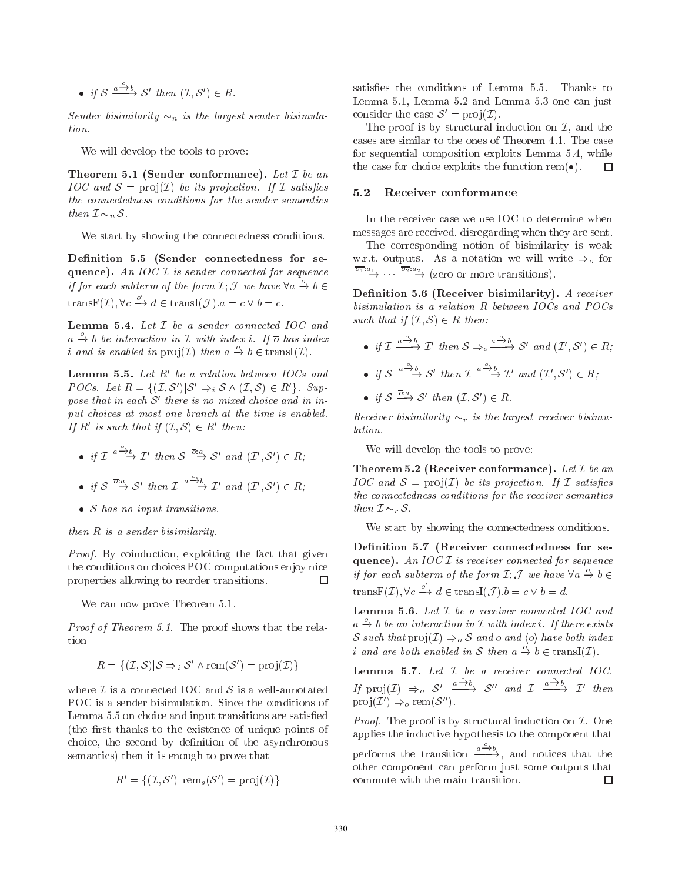- if $\mathcal{S} \xrightarrow{a \xrightarrow{o} b} \mathcal{S}'$ then $(\mathcal{I}, \mathcal{S}') \in R$.

*Sender bisimilarity* $\sim_n$ *is the largest sender bisimulation.*

We will develop the tools to prove:

**Theorem 5.1 (Sender conformance).** *Let $\mathcal{I}$ be an IOC and $\mathcal{S} = \text{proj}(\mathcal{I})$ be its projection. If $\mathcal{I}$ satisfies the connectedness conditions for the sender semantics then $\mathcal{I} \sim_n \mathcal{S}$.*

We start by showing the connectedness conditions.

**Definition 5.5 (Sender connectedness for sequence).** *An IOC $\mathcal{I}$ is sender connected for sequence if for each subterm of the form $\mathcal{I}; \mathcal{J}$ we have $\forall a \xrightarrow{o} b \in \text{transF}(\mathcal{I}), \forall c \xrightarrow{o'} d \in \text{transI}(\mathcal{J}). a = c \vee b = c$.*

**Lemma 5.4.** *Let $\mathcal{I}$ be a sender connected IOC and $a \xrightarrow{o} b$ be interaction in $\mathcal{I}$ with index $i$. If $\overline{o}$ has index $i$ and is enabled in $\text{proj}(\mathcal{I})$ then $a \xrightarrow{o} b \in \text{transI}(\mathcal{I})$.*

**Lemma 5.5.** *Let $R'$ be a relation between IOCs and POCs. Let $R = \{(\mathcal{I}, \mathcal{S}') | \mathcal{S}' \Rightarrow_i \mathcal{S} \wedge (\mathcal{I}, \mathcal{S}) \in R'\}$. Suppose that in each $\mathcal{S}'$ there is no mixed choice and in input choices at most one branch at the time is enabled. If $R'$ is such that if $(\mathcal{I}, \mathcal{S}) \in R'$ then:*

- *if $\mathcal{I} \xrightarrow{a \xrightarrow{o} b} \mathcal{I}'$ then $\mathcal{S} \xrightarrow{\overline{o}:a} \mathcal{S}'$ and $(\mathcal{I}', \mathcal{S}') \in R$;*
- *if $\mathcal{S} \xrightarrow{\overline{o}:a} \mathcal{S}'$ then $\mathcal{I} \xrightarrow{a \xrightarrow{o} b} \mathcal{I}'$ and $(\mathcal{I}', \mathcal{S}') \in R$;*
- *$\mathcal{S}$ has no input transitions.*

*then $R$ is a sender bisimilarity.*

*Proof.* By coinduction, exploiting the fact that given the conditions on choices POC computations enjoy nice properties allowing to reorder transitions. $\square$

We can now prove Theorem 5.1.

*Proof of Theorem 5.1.* The proof shows that the relation

$$R = \{(\mathcal{I}, \mathcal{S}) | \mathcal{S} \Rightarrow_i \mathcal{S}' \wedge \text{rem}(\mathcal{S}') = \text{proj}(\mathcal{I})\}$$

where $\mathcal{I}$ is a connected IOC and $\mathcal{S}$ is a well-annotated POC is a sender bisimulation. Since the conditions of Lemma 5.5 on choice and input transitions are satisfied (the first thanks to the existence of unique points of choice, the second by definition of the asynchronous semantics) then it is enough to prove that

$$R' = \{(\mathcal{I}, \mathcal{S}') | \text{rem}_s(\mathcal{S}') = \text{proj}(\mathcal{I})\}$$

satisfies the conditions of Lemma 5.5. Thanks to Lemma 5.1, Lemma 5.2 and Lemma 5.3 one can just consider the case $\mathcal{S}' = \text{proj}(\mathcal{I})$.

The proof is by structural induction on $\mathcal{I}$, and the cases are similar to the ones of Theorem 4.1. The case for sequential composition exploits Lemma 5.4, while the case for choice exploits the function $\text{rem}(\bullet)$. $\square$

## 5.2 Receiver conformance

In the receiver case we use IOC to determine when messages are received, disregarding when they are sent.

The corresponding notion of bisimilarity is weak w.r.t. outputs. As a notation we will write $\Rightarrow_o$ for $\xrightarrow{\overline{o_1}:a_1} \cdots \xrightarrow{\overline{o_2}:a_2}$ (zero or more transitions).

**Definition 5.6 (Receiver bisimilarity).** *A receiver bisimulation is a relation $R$ between IOCs and POCs such that if $(\mathcal{I}, \mathcal{S}) \in R$ then:*

- *if $\mathcal{I} \xrightarrow{a \xrightarrow{o} b} \mathcal{I}'$ then $\mathcal{S} \Rightarrow_o \xrightarrow{a \xrightarrow{o} b} \mathcal{S}'$ and $(\mathcal{I}', \mathcal{S}') \in R$;*
- *if $\mathcal{S} \xrightarrow{a \xrightarrow{o} b} \mathcal{S}'$ then $\mathcal{I} \xrightarrow{a \xrightarrow{o} b} \mathcal{I}'$ and $(\mathcal{I}', \mathcal{S}') \in R$;*
- *if $\mathcal{S} \xrightarrow{\overline{o}:a} \mathcal{S}'$ then $(\mathcal{I}, \mathcal{S}') \in R$.*

*Receiver bisimilarity $\sim_r$ is the largest receiver bisimulation.*

We will develop the tools to prove:

**Theorem 5.2 (Receiver conformance).** *Let $\mathcal{I}$ be an IOC and $\mathcal{S} = \text{proj}(\mathcal{I})$ be its projection. If $\mathcal{I}$ satisfies the connectedness conditions for the receiver semantics then $\mathcal{I} \sim_r \mathcal{S}$.*

We start by showing the connectedness conditions.

**Definition 5.7 (Receiver connectedness for sequence).** *An IOC $\mathcal{I}$ is receiver connected for sequence if for each subterm of the form $\mathcal{I}; \mathcal{J}$ we have $\forall a \xrightarrow{o} b \in \text{transF}(\mathcal{I}), \forall c \xrightarrow{o'} d \in \text{transI}(\mathcal{J}). b = c \vee b = d$.*

**Lemma 5.6.** *Let $\mathcal{I}$ be a receiver connected IOC and $a \xrightarrow{o} b$ be an interaction in $\mathcal{I}$ with index $i$. If there exists $\mathcal{S}$ such that $\text{proj}(\mathcal{I}) \Rightarrow_o \mathcal{S}$ and $o$ and $\langle o \rangle$ have both index $i$ and are both enabled in $\mathcal{S}$ then $a \xrightarrow{o} b \in \text{transI}(\mathcal{I})$.*

**Lemma 5.7.** *Let $\mathcal{I}$ be a receiver connected IOC. If $\text{proj}(\mathcal{I}) \Rightarrow_o \mathcal{S}' \xrightarrow{a \xrightarrow{o} b} \mathcal{S}''$ and $\mathcal{I} \xrightarrow{a \xrightarrow{o} b} \mathcal{I}'$ then $\text{proj}(\mathcal{I}') \Rightarrow_o \text{rem}(\mathcal{S}'')$.*

*Proof.* The proof is by structural induction on $\mathcal{I}$. One applies the inductive hypothesis to the component that performs the transition $\xrightarrow{a \xrightarrow{o} b}$, and notices that the other component can perform just some outputs that commute with the main transition. $\square$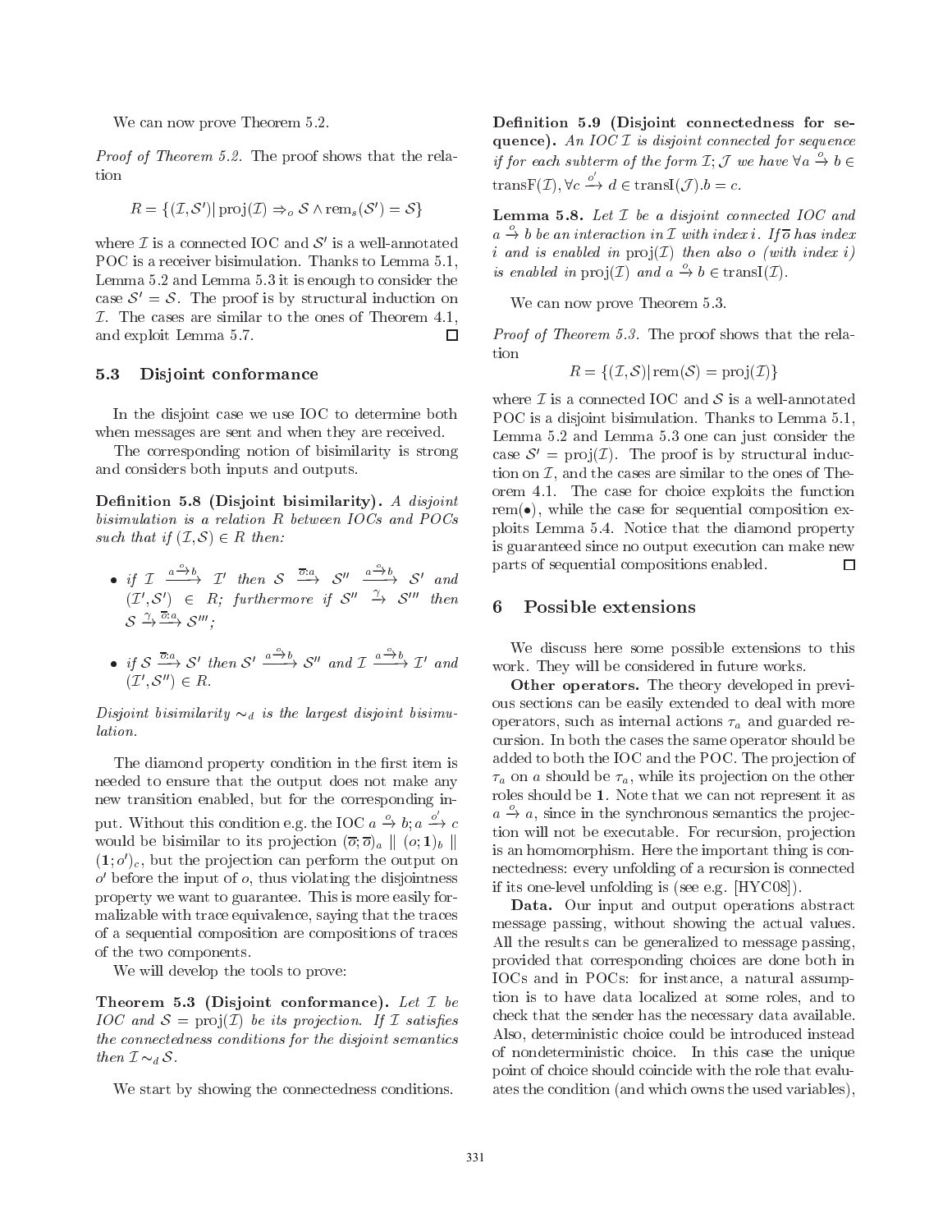We can now prove Theorem 5.2.

*Proof of Theorem 5.2.* The proof shows that the relation

$$R = \{(\mathcal{I}, \mathcal{S}') | \operatorname{proj}(\mathcal{I}) \Rightarrow_o \mathcal{S} \wedge \operatorname{rem}_s(\mathcal{S}') = \mathcal{S}\}$$

where $\mathcal{I}$ is a connected IOC and $\mathcal{S}'$ is a well-annotated POC is a receiver bisimulation. Thanks to Lemma 5.1, Lemma 5.2 and Lemma 5.3 it is enough to consider the case $\mathcal{S}' = \mathcal{S}$. The proof is by structural induction on $\mathcal{I}$. The cases are similar to the ones of Theorem 4.1, and exploit Lemma 5.7. $\square$

### 5.3 Disjoint conformance

In the disjoint case we use IOC to determine both when messages are sent and when they are received.

The corresponding notion of bisimilarity is strong and considers both inputs and outputs.

**Definition 5.8 (Disjoint bisimilarity).** *A disjoint bisimulation is a relation $R$ between IOCs and POCs such that if $(\mathcal{I}, \mathcal{S}) \in R$ then:*

- *if $\mathcal{I} \xrightarrow{a \xrightarrow{o} b} \mathcal{I}'$ then $\mathcal{S} \xrightarrow{\overline{o}:a} \mathcal{S}'' \xrightarrow{a \xrightarrow{o} b} \mathcal{S}'$ and $(\mathcal{I}', \mathcal{S}') \in R$; furthermore if $\mathcal{S}'' \xrightarrow{\gamma} \mathcal{S}'''$ then $\mathcal{S} \xrightarrow{\gamma} \xrightarrow{\overline{o}:a} \mathcal{S}'''$;*
- *if $\mathcal{S} \xrightarrow{\overline{o}:a} \mathcal{S}'$ then $\mathcal{S}' \xrightarrow{a \xrightarrow{o} b} \mathcal{S}''$ and $\mathcal{I} \xrightarrow{a \xrightarrow{o} b} \mathcal{I}'$ and $(\mathcal{I}', \mathcal{S}'') \in R$.*

*Disjoint bisimilarity $\sim_d$ is the largest disjoint bisimulation.*

The diamond property condition in the first item is needed to ensure that the output does not make any new transition enabled, but for the corresponding input. Without this condition e.g. the IOC $a \xrightarrow{o} b; a \xrightarrow{o'} c$ would be bisimilar to its projection $(\overline{o}; \overline{o})_a \parallel (o; \mathbf{1})_b \parallel (\mathbf{1}; o')_c$, but the projection can perform the output on $o'$ before the input of $o$, thus violating the disjointness property we want to guarantee. This is more easily formalizable with trace equivalence, saying that the traces of a sequential composition are compositions of traces of the two components.

We will develop the tools to prove:

**Theorem 5.3 (Disjoint conformance).** *Let $\mathcal{I}$ be IOC and $\mathcal{S} = \operatorname{proj}(\mathcal{I})$ be its projection. If $\mathcal{I}$ satisfies the connectedness conditions for the disjoint semantics then $\mathcal{I} \sim_d \mathcal{S}$.*

We start by showing the connectedness conditions.

**Definition 5.9 (Disjoint connectedness for sequence).** *An IOC $\mathcal{I}$ is disjoint connected for sequence if for each subterm of the form $\mathcal{I}; \mathcal{J}$ we have $\forall a \xrightarrow{o} b \in \operatorname{transF}(\mathcal{I}), \forall c \xrightarrow{o'} d \in \operatorname{transI}(\mathcal{J}). b = c$.*

**Lemma 5.8.** *Let $\mathcal{I}$ be a disjoint connected IOC and $a \xrightarrow{o} b$ be an interaction in $\mathcal{I}$ with index $i$. If $\overline{o}$ has index $i$ and is enabled in $\operatorname{proj}(\mathcal{I})$ then also $o$ (with index $i$) is enabled in $\operatorname{proj}(\mathcal{I})$ and $a \xrightarrow{o} b \in \operatorname{transI}(\mathcal{I})$.*

We can now prove Theorem 5.3.

*Proof of Theorem 5.3.* The proof shows that the relation

$$R = \{(\mathcal{I}, \mathcal{S}) | \operatorname{rem}(\mathcal{S}) = \operatorname{proj}(\mathcal{I})\}$$

where $\mathcal{I}$ is a connected IOC and $\mathcal{S}$ is a well-annotated POC is a disjoint bisimulation. Thanks to Lemma 5.1, Lemma 5.2 and Lemma 5.3 one can just consider the case $\mathcal{S}' = \operatorname{proj}(\mathcal{I})$. The proof is by structural induction on $\mathcal{I}$, and the cases are similar to the ones of Theorem 4.1. The case for choice exploits the function $\operatorname{rem}(\bullet)$, while the case for sequential composition exploits Lemma 5.4. Notice that the diamond property is guaranteed since no output execution can make new parts of sequential compositions enabled. $\square$

## 6 Possible extensions

We discuss here some possible extensions to this work. They will be considered in future works.

**Other operators.** The theory developed in previous sections can be easily extended to deal with more operators, such as internal actions $\tau_a$ and guarded recursion. In both the cases the same operator should be added to both the IOC and the POC. The projection of $\tau_a$ on $a$ should be $\tau_a$, while its projection on the other roles should be $\mathbf{1}$. Note that we can not represent it as $a \xrightarrow{o} a$, since in the synchronous semantics the projection will not be executable. For recursion, projection is an homomorphism. Here the important thing is connectedness: every unfolding of a recursion is connected if its one-level unfolding is (see e.g. [HYC08]).

**Data.** Our input and output operations abstract message passing, without showing the actual values. All the results can be generalized to message passing, provided that corresponding choices are done both in IOCs and in POCs: for instance, a natural assumption is to have data localized at some roles, and to check that the sender has the necessary data available. Also, deterministic choice could be introduced instead of nondeterministic choice. In this case the unique point of choice should coincide with the role that evaluates the condition (and which owns the used variables),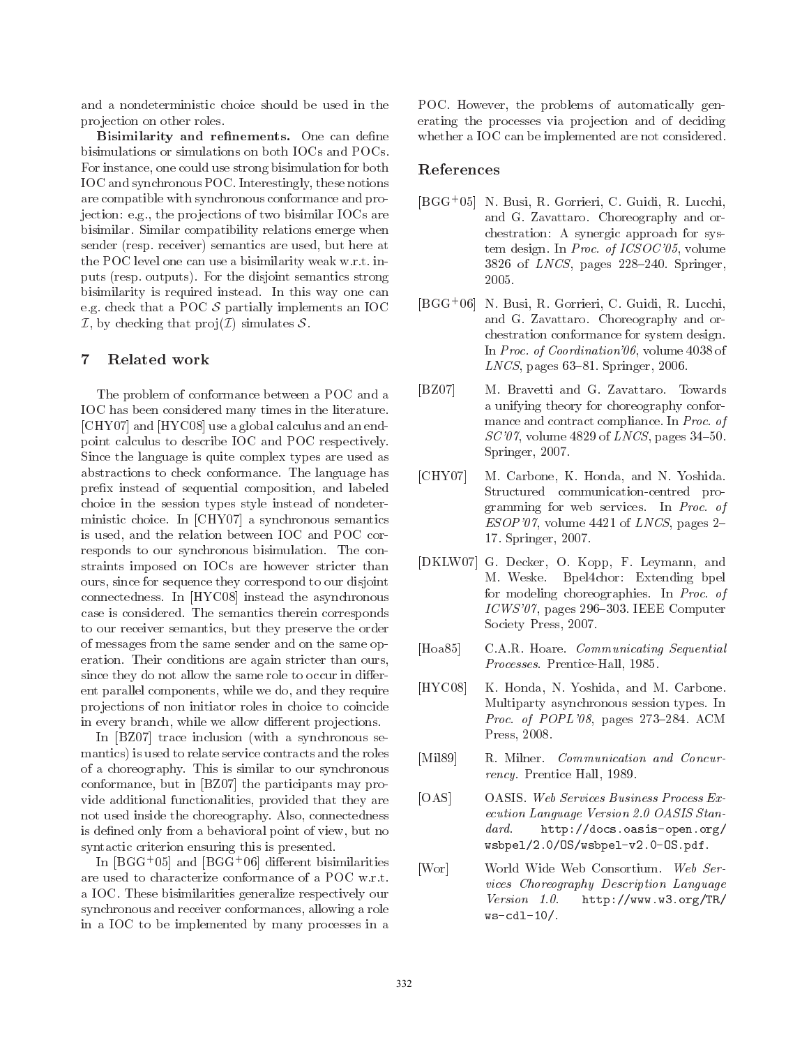and a nondeterministic choice should be used in the projection on other roles.

**Bisimilarity and refinements.** One can define bisimulations or simulations on both IOCs and POCs. For instance, one could use strong bisimulation for both IOC and synchronous POC. Interestingly, these notions are compatible with synchronous conformance and projection: e.g., the projections of two bisimilar IOCs are bisimilar. Similar compatibility relations emerge when sender (resp. receiver) semantics are used, but here at the POC level one can use a bisimilarity weak w.r.t. inputs (resp. outputs). For the disjoint semantics strong bisimilarity is required instead. In this way one can e.g. check that a POC $\mathcal{S}$ partially implements an IOC $\mathcal{I}$, by checking that $\text{proj}(\mathcal{I})$ simulates $\mathcal{S}$.

## 7 Related work

The problem of conformance between a POC and a IOC has been considered many times in the literature. [CHY07] and [HYC08] use a global calculus and an endpoint calculus to describe IOC and POC respectively. Since the language is quite complex types are used as abstractions to check conformance. The language has prefix instead of sequential composition, and labeled choice in the session types style instead of nondeterministic choice. In [CHY07] a synchronous semantics is used, and the relation between IOC and POC corresponds to our synchronous bisimulation. The constraints imposed on IOCs are however stricter than ours, since for sequence they correspond to our disjoint connectedness. In [HYC08] instead the asynchronous case is considered. The semantics therein corresponds to our receiver semantics, but they preserve the order of messages from the same sender and on the same operation. Their conditions are again stricter than ours, since they do not allow the same role to occur in different parallel components, while we do, and they require projections of non initiator roles in choice to coincide in every branch, while we allow different projections.

In [BZ07] trace inclusion (with a synchronous semantics) is used to relate service contracts and the roles of a choreography. This is similar to our synchronous conformance, but in [BZ07] the participants may provide additional functionalities, provided that they are not used inside the choreography. Also, connectedness is defined only from a behavioral point of view, but no syntactic criterion ensuring this is presented.

In [BGG+05] and [BGG+06] different bisimilarities are used to characterize conformance of a POC w.r.t. a IOC. These bisimilarities generalize respectively our synchronous and receiver conformances, allowing a role in a IOC to be implemented by many processes in a POC. However, the problems of automatically generating the processes via projection and of deciding whether a IOC can be implemented are not considered.

## References

[BGG+05] N. Busi, R. Gorrieri, C. Guidi, R. Lucchi, and G. Zavattaro. Choreography and orchestration: A synergic approach for system design. In *Proc. of ICSOC'05*, volume 3826 of *LNCS*, pages 228–240. Springer, 2005.

[BGG+06] N. Busi, R. Gorrieri, C. Guidi, R. Lucchi, and G. Zavattaro. Choreography and orchestration conformance for system design. In *Proc. of Coordination'06*, volume 4038 of *LNCS*, pages 63–81. Springer, 2006.

[BZ07] M. Bravetti and G. Zavattaro. Towards a unifying theory for choreography conformance and contract compliance. In *Proc. of SC'07*, volume 4829 of *LNCS*, pages 34–50. Springer, 2007.

[CHY07] M. Carbone, K. Honda, and N. Yoshida. Structured communication-centred programming for web services. In *Proc. of ESOP'07*, volume 4421 of *LNCS*, pages 2–17. Springer, 2007.

[DKLW07] G. Decker, O. Kopp, F. Leymann, and M. Weske. Bpel4chor: Extending bpel for modeling choreographies. In *Proc. of ICWS'07*, pages 296–303. IEEE Computer Society Press, 2007.

[Hoa85] C.A.R. Hoare. *Communicating Sequential Processes*. Prentice-Hall, 1985.

[HYC08] K. Honda, N. Yoshida, and M. Carbone. Multiparty asynchronous session types. In *Proc. of POPL'08*, pages 273–284. ACM Press, 2008.

[Mil89] R. Milner. *Communication and Concurrency*. Prentice Hall, 1989.

[OAS] OASIS. *Web Services Business Process Execution Language Version 2.0 OASIS Standard*. http://docs.oasis-open.org/wsbpel/2.0/OS/wsbpel-v2.0-OS.pdf.

[Wor] World Wide Web Consortium. *Web Services Choreography Description Language Version 1.0*. http://www.w3.org/TR/ws-cdl-10/.